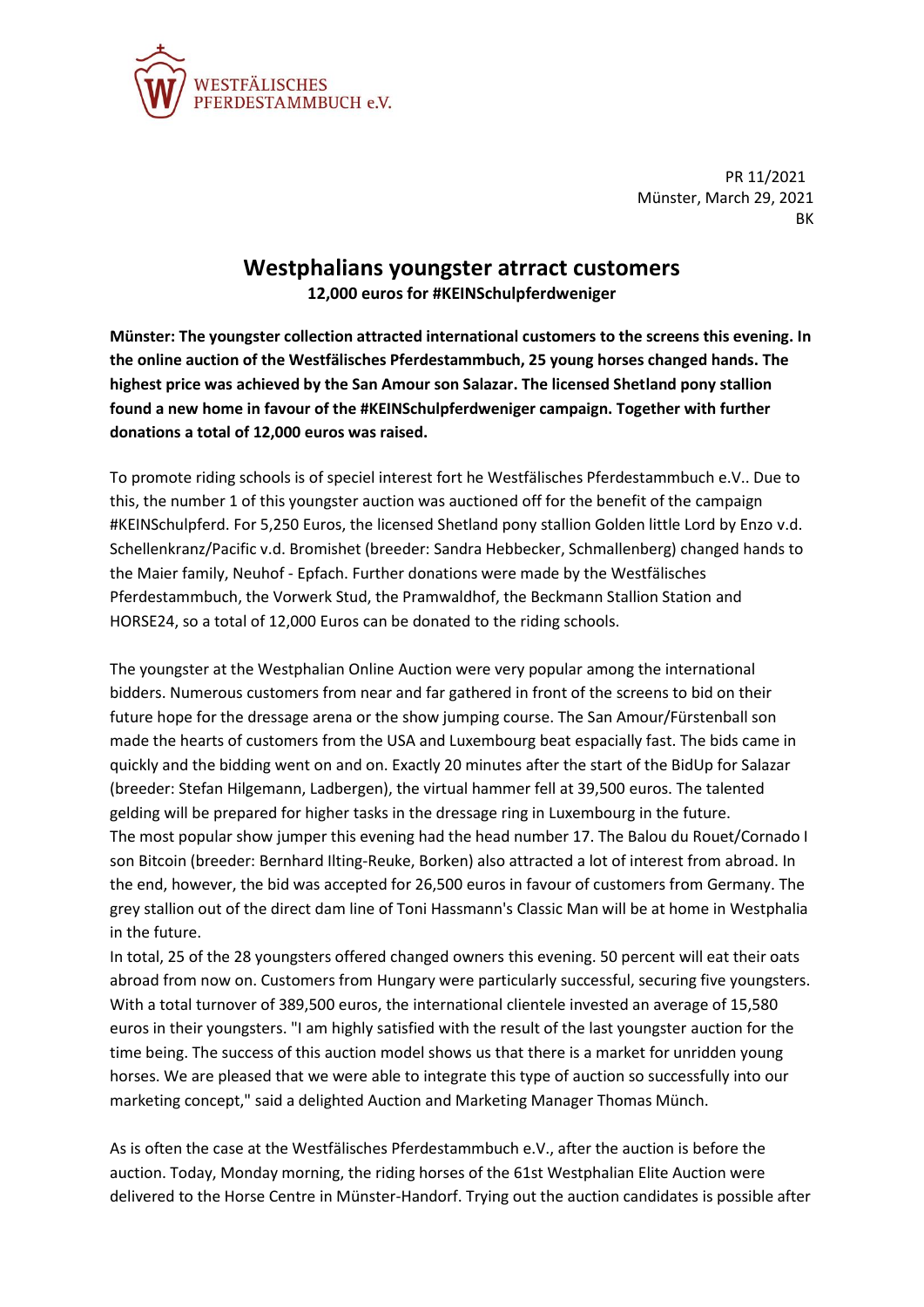WESTFÄLISCHES PFERDESTAMMBUCH e.V.

PR 11/2021
Münster, March 29, 2021
BK

# Westphalians youngster atrract customers

**12,000 euros for #KEINSchulpferdweniger**

**Münster: The youngster collection attracted international customers to the screens this evening. In the online auction of the Westfälisches Pferdestammbuch, 25 young horses changed hands. The highest price was achieved by the San Amour son Salazar. The licensed Shetland pony stallion found a new home in favour of the #KEINSchulpferdweniger campaign. Together with further donations a total of 12,000 euros was raised.**

To promote riding schools is of speciel interest fort he Westfälisches Pferdestammbuch e.V.. Due to this, the number 1 of this youngster auction was auctioned off for the benefit of the campaign #KEINSchulpferd. For 5,250 Euros, the licensed Shetland pony stallion Golden little Lord by Enzo v.d. Schellenkranz/Pacific v.d. Bromishet (breeder: Sandra Hebbecker, Schmallenberg) changed hands to the Maier family, Neuhof - Epfach. Further donations were made by the Westfälisches Pferdestammbuch, the Vorwerk Stud, the Pramwaldhof, the Beckmann Stallion Station and HORSE24, so a total of 12,000 Euros can be donated to the riding schools.

The youngster at the Westphalian Online Auction were very popular among the international bidders. Numerous customers from near and far gathered in front of the screens to bid on their future hope for the dressage arena or the show jumping course. The San Amour/Fürstenball son made the hearts of customers from the USA and Luxembourg beat espacially fast. The bids came in quickly and the bidding went on and on. Exactly 20 minutes after the start of the BidUp for Salazar (breeder: Stefan Hilgemann, Ladbergen), the virtual hammer fell at 39,500 euros. The talented gelding will be prepared for higher tasks in the dressage ring in Luxembourg in the future.
The most popular show jumper this evening had the head number 17. The Balou du Rouet/Cornado I son Bitcoin (breeder: Bernhard Ilting-Reuke, Borken) also attracted a lot of interest from abroad. In the end, however, the bid was accepted for 26,500 euros in favour of customers from Germany. The grey stallion out of the direct dam line of Toni Hassmann's Classic Man will be at home in Westphalia in the future.
In total, 25 of the 28 youngsters offered changed owners this evening. 50 percent will eat their oats abroad from now on. Customers from Hungary were particularly successful, securing five youngsters. With a total turnover of 389,500 euros, the international clientele invested an average of 15,580 euros in their youngsters. "I am highly satisfied with the result of the last youngster auction for the time being. The success of this auction model shows us that there is a market for unridden young horses. We are pleased that we were able to integrate this type of auction so successfully into our marketing concept," said a delighted Auction and Marketing Manager Thomas Münch.

As is often the case at the Westfälisches Pferdestammbuch e.V., after the auction is before the auction. Today, Monday morning, the riding horses of the 61st Westphalian Elite Auction were delivered to the Horse Centre in Münster-Handorf. Trying out the auction candidates is possible after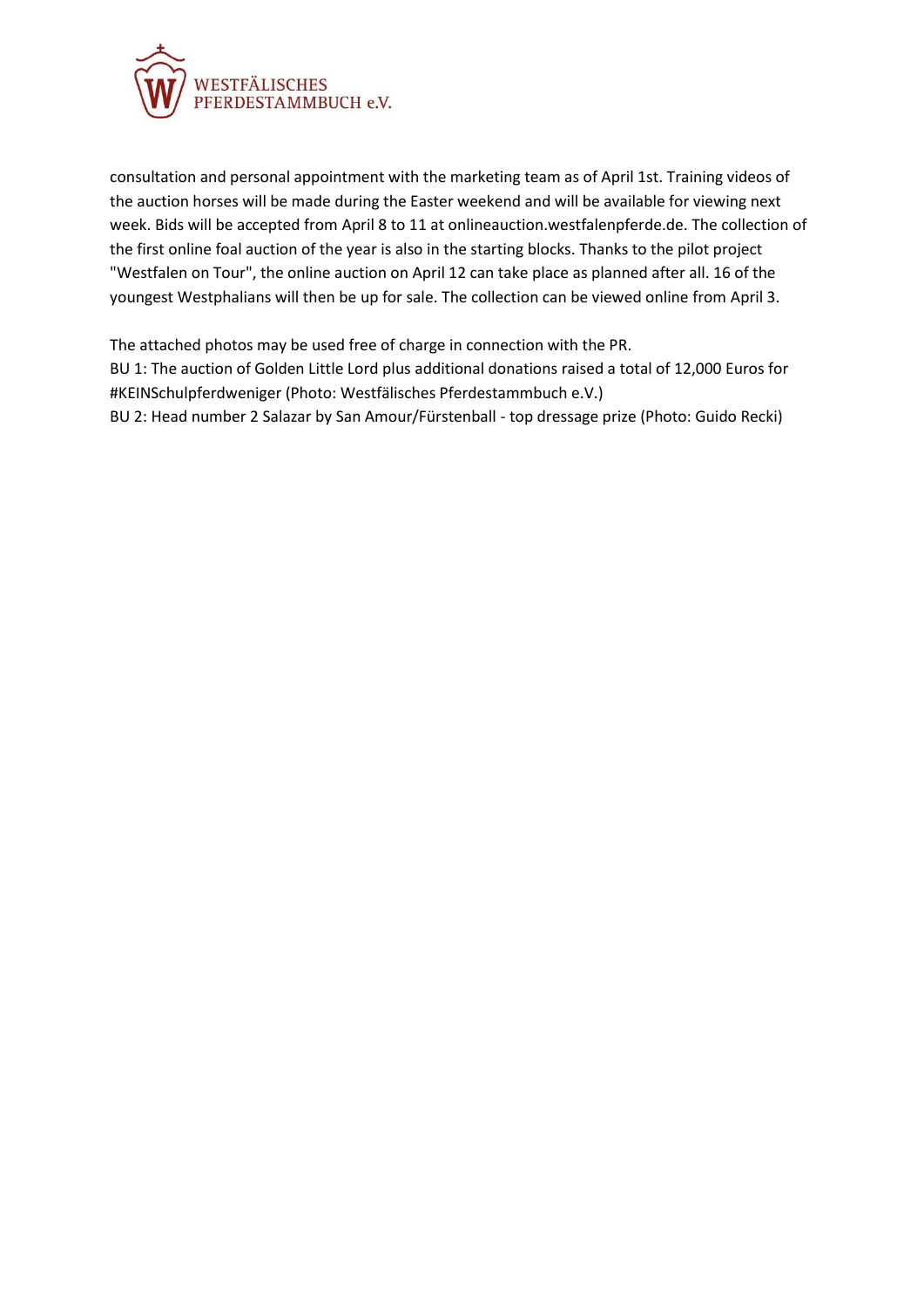consultation and personal appointment with the marketing team as of April 1st. Training videos of the auction horses will be made during the Easter weekend and will be available for viewing next week. Bids will be accepted from April 8 to 11 at onlineauction.westfalenpferde.de. The collection of the first online foal auction of the year is also in the starting blocks. Thanks to the pilot project "Westfalen on Tour", the online auction on April 12 can take place as planned after all. 16 of the youngest Westphalians will then be up for sale. The collection can be viewed online from April 3.

The attached photos may be used free of charge in connection with the PR.
BU 1: The auction of Golden Little Lord plus additional donations raised a total of 12,000 Euros for #KEINSchulpferdweniger (Photo: Westfälisches Pferdestammbuch e.V.)
BU 2: Head number 2 Salazar by San Amour/Fürstenball - top dressage prize (Photo: Guido Recki)